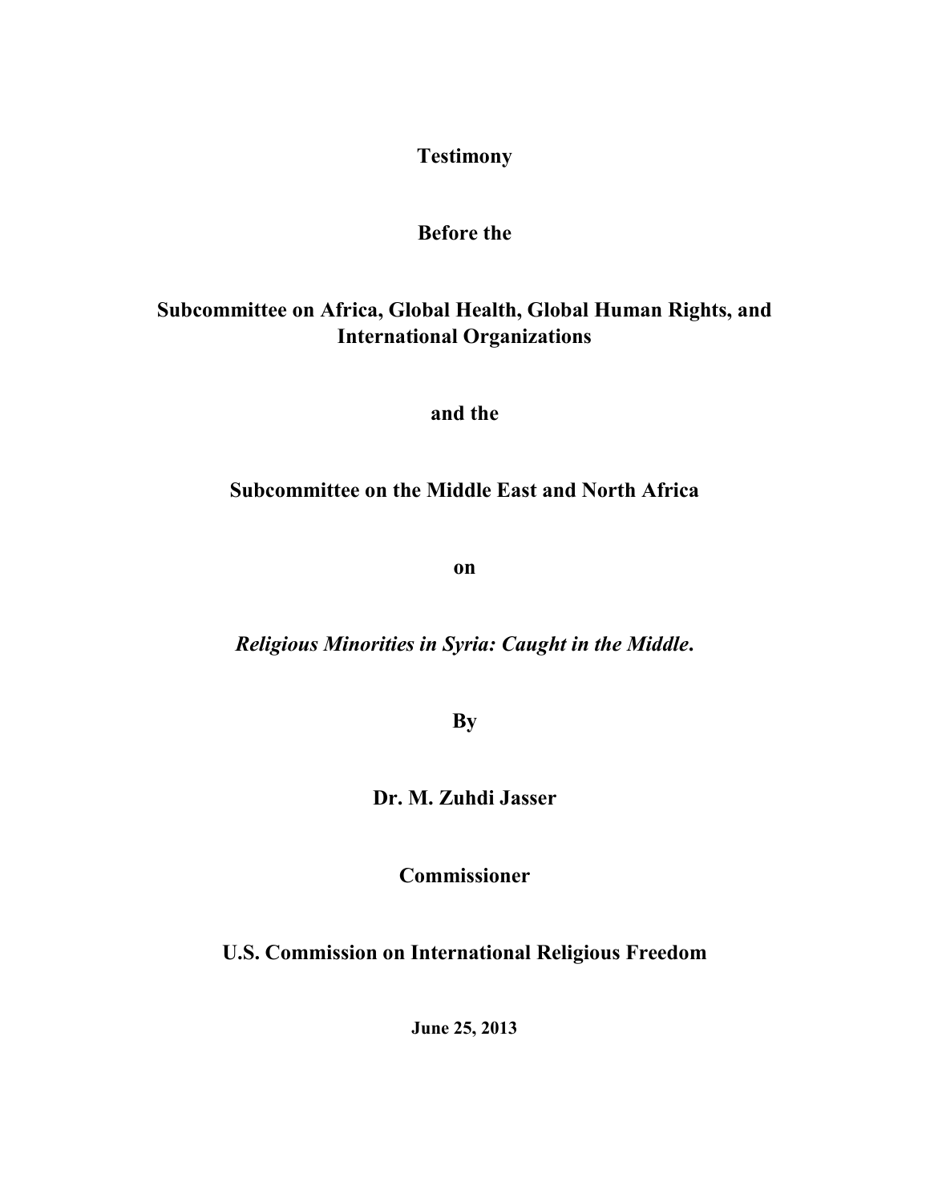**Testimony**

**Before the**

**Subcommittee on Africa, Global Health, Global Human Rights, and International Organizations**

**and the**

**Subcommittee on the Middle East and North Africa**

**on**

***Religious Minorities in Syria: Caught in the Middle*.**

**By**

**Dr. M. Zuhdi Jasser**

**Commissioner**

**U.S. Commission on International Religious Freedom**

**June 25, 2013**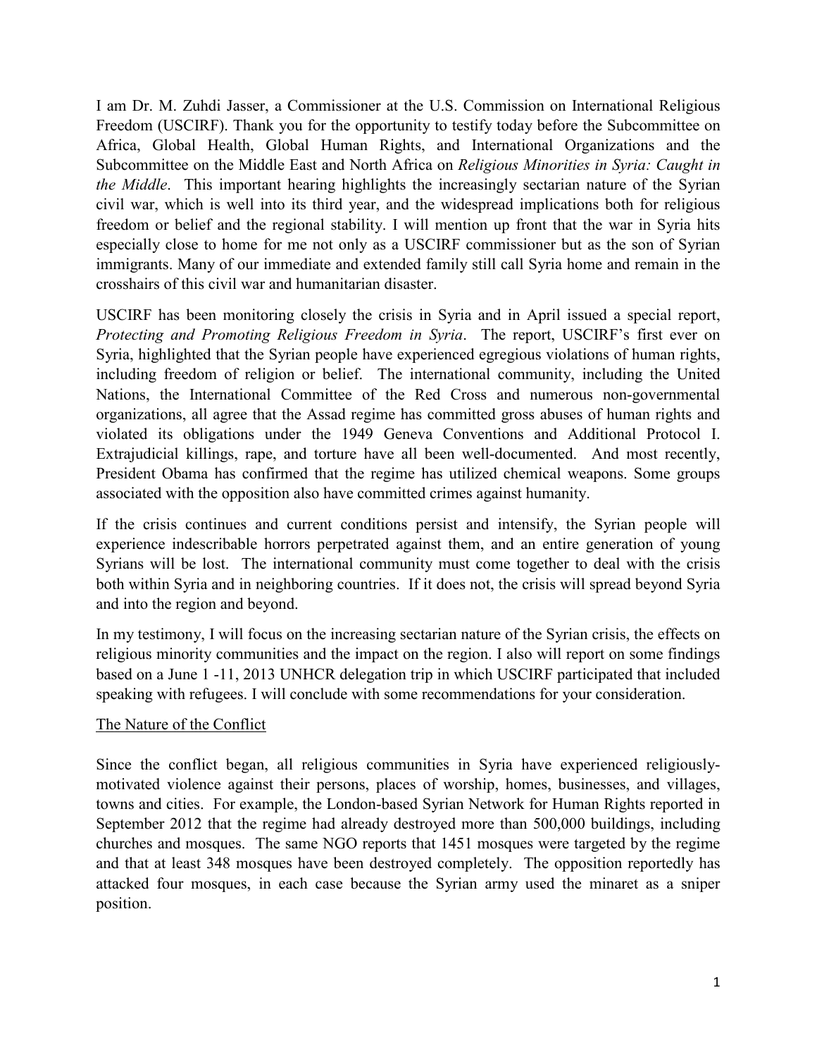I am Dr. M. Zuhdi Jasser, a Commissioner at the U.S. Commission on International Religious Freedom (USCIRF). Thank you for the opportunity to testify today before the Subcommittee on Africa, Global Health, Global Human Rights, and International Organizations and the Subcommittee on the Middle East and North Africa on *Religious Minorities in Syria: Caught in the Middle*. This important hearing highlights the increasingly sectarian nature of the Syrian civil war, which is well into its third year, and the widespread implications both for religious freedom or belief and the regional stability. I will mention up front that the war in Syria hits especially close to home for me not only as a USCIRF commissioner but as the son of Syrian immigrants. Many of our immediate and extended family still call Syria home and remain in the crosshairs of this civil war and humanitarian disaster.

USCIRF has been monitoring closely the crisis in Syria and in April issued a special report, *Protecting and Promoting Religious Freedom in Syria*. The report, USCIRF's first ever on Syria, highlighted that the Syrian people have experienced egregious violations of human rights, including freedom of religion or belief. The international community, including the United Nations, the International Committee of the Red Cross and numerous non-governmental organizations, all agree that the Assad regime has committed gross abuses of human rights and violated its obligations under the 1949 Geneva Conventions and Additional Protocol I. Extrajudicial killings, rape, and torture have all been well-documented. And most recently, President Obama has confirmed that the regime has utilized chemical weapons. Some groups associated with the opposition also have committed crimes against humanity.

If the crisis continues and current conditions persist and intensify, the Syrian people will experience indescribable horrors perpetrated against them, and an entire generation of young Syrians will be lost. The international community must come together to deal with the crisis both within Syria and in neighboring countries. If it does not, the crisis will spread beyond Syria and into the region and beyond.

In my testimony, I will focus on the increasing sectarian nature of the Syrian crisis, the effects on religious minority communities and the impact on the region. I also will report on some findings based on a June 1 -11, 2013 UNHCR delegation trip in which USCIRF participated that included speaking with refugees. I will conclude with some recommendations for your consideration.

## The Nature of the Conflict

Since the conflict began, all religious communities in Syria have experienced religiously-motivated violence against their persons, places of worship, homes, businesses, and villages, towns and cities. For example, the London-based Syrian Network for Human Rights reported in September 2012 that the regime had already destroyed more than 500,000 buildings, including churches and mosques. The same NGO reports that 1451 mosques were targeted by the regime and that at least 348 mosques have been destroyed completely. The opposition reportedly has attacked four mosques, in each case because the Syrian army used the minaret as a sniper position.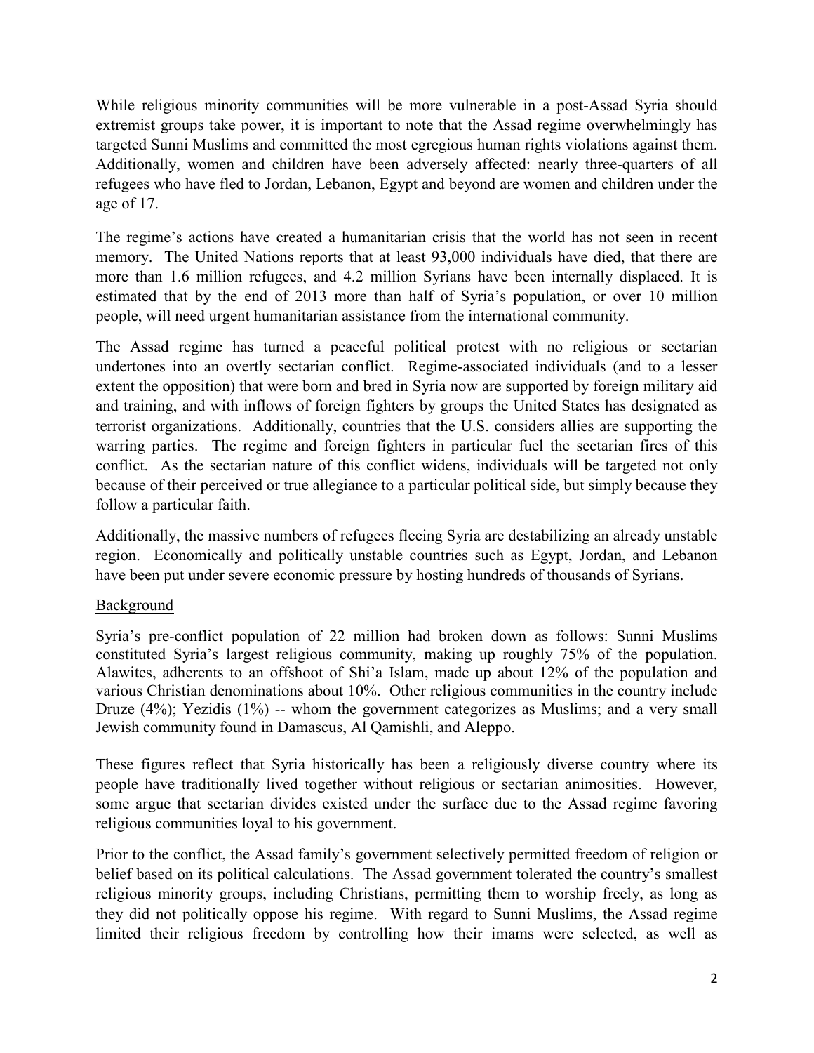While religious minority communities will be more vulnerable in a post-Assad Syria should extremist groups take power, it is important to note that the Assad regime overwhelmingly has targeted Sunni Muslims and committed the most egregious human rights violations against them. Additionally, women and children have been adversely affected: nearly three-quarters of all refugees who have fled to Jordan, Lebanon, Egypt and beyond are women and children under the age of 17.

The regime's actions have created a humanitarian crisis that the world has not seen in recent memory. The United Nations reports that at least 93,000 individuals have died, that there are more than 1.6 million refugees, and 4.2 million Syrians have been internally displaced. It is estimated that by the end of 2013 more than half of Syria's population, or over 10 million people, will need urgent humanitarian assistance from the international community.

The Assad regime has turned a peaceful political protest with no religious or sectarian undertones into an overtly sectarian conflict. Regime-associated individuals (and to a lesser extent the opposition) that were born and bred in Syria now are supported by foreign military aid and training, and with inflows of foreign fighters by groups the United States has designated as terrorist organizations. Additionally, countries that the U.S. considers allies are supporting the warring parties. The regime and foreign fighters in particular fuel the sectarian fires of this conflict. As the sectarian nature of this conflict widens, individuals will be targeted not only because of their perceived or true allegiance to a particular political side, but simply because they follow a particular faith.

Additionally, the massive numbers of refugees fleeing Syria are destabilizing an already unstable region. Economically and politically unstable countries such as Egypt, Jordan, and Lebanon have been put under severe economic pressure by hosting hundreds of thousands of Syrians.

## Background

Syria's pre-conflict population of 22 million had broken down as follows: Sunni Muslims constituted Syria's largest religious community, making up roughly 75% of the population. Alawites, adherents to an offshoot of Shi'a Islam, made up about 12% of the population and various Christian denominations about 10%. Other religious communities in the country include Druze (4%); Yezidis (1%) -- whom the government categorizes as Muslims; and a very small Jewish community found in Damascus, Al Qamishli, and Aleppo.

These figures reflect that Syria historically has been a religiously diverse country where its people have traditionally lived together without religious or sectarian animosities. However, some argue that sectarian divides existed under the surface due to the Assad regime favoring religious communities loyal to his government.

Prior to the conflict, the Assad family's government selectively permitted freedom of religion or belief based on its political calculations. The Assad government tolerated the country's smallest religious minority groups, including Christians, permitting them to worship freely, as long as they did not politically oppose his regime. With regard to Sunni Muslims, the Assad regime limited their religious freedom by controlling how their imams were selected, as well as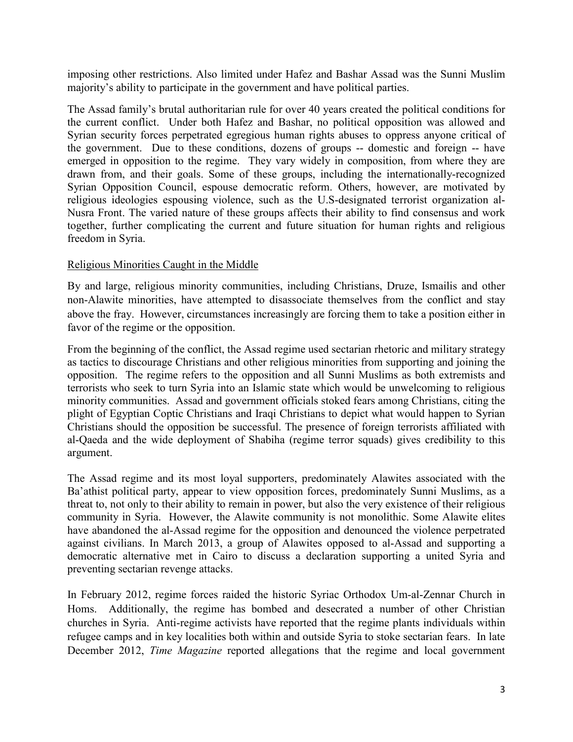imposing other restrictions. Also limited under Hafez and Bashar Assad was the Sunni Muslim majority's ability to participate in the government and have political parties.

The Assad family's brutal authoritarian rule for over 40 years created the political conditions for the current conflict. Under both Hafez and Bashar, no political opposition was allowed and Syrian security forces perpetrated egregious human rights abuses to oppress anyone critical of the government. Due to these conditions, dozens of groups -- domestic and foreign -- have emerged in opposition to the regime. They vary widely in composition, from where they are drawn from, and their goals. Some of these groups, including the internationally-recognized Syrian Opposition Council, espouse democratic reform. Others, however, are motivated by religious ideologies espousing violence, such as the U.S-designated terrorist organization al-Nusra Front. The varied nature of these groups affects their ability to find consensus and work together, further complicating the current and future situation for human rights and religious freedom in Syria.

## Religious Minorities Caught in the Middle

By and large, religious minority communities, including Christians, Druze, Ismailis and other non-Alawite minorities, have attempted to disassociate themselves from the conflict and stay above the fray. However, circumstances increasingly are forcing them to take a position either in favor of the regime or the opposition.

From the beginning of the conflict, the Assad regime used sectarian rhetoric and military strategy as tactics to discourage Christians and other religious minorities from supporting and joining the opposition. The regime refers to the opposition and all Sunni Muslims as both extremists and terrorists who seek to turn Syria into an Islamic state which would be unwelcoming to religious minority communities. Assad and government officials stoked fears among Christians, citing the plight of Egyptian Coptic Christians and Iraqi Christians to depict what would happen to Syrian Christians should the opposition be successful. The presence of foreign terrorists affiliated with al-Qaeda and the wide deployment of Shabiha (regime terror squads) gives credibility to this argument.

The Assad regime and its most loyal supporters, predominately Alawites associated with the Ba'athist political party, appear to view opposition forces, predominately Sunni Muslims, as a threat to, not only to their ability to remain in power, but also the very existence of their religious community in Syria. However, the Alawite community is not monolithic. Some Alawite elites have abandoned the al-Assad regime for the opposition and denounced the violence perpetrated against civilians. In March 2013, a group of Alawites opposed to al-Assad and supporting a democratic alternative met in Cairo to discuss a declaration supporting a united Syria and preventing sectarian revenge attacks.

In February 2012, regime forces raided the historic Syriac Orthodox Um-al-Zennar Church in Homs. Additionally, the regime has bombed and desecrated a number of other Christian churches in Syria. Anti-regime activists have reported that the regime plants individuals within refugee camps and in key localities both within and outside Syria to stoke sectarian fears. In late December 2012, *Time Magazine* reported allegations that the regime and local government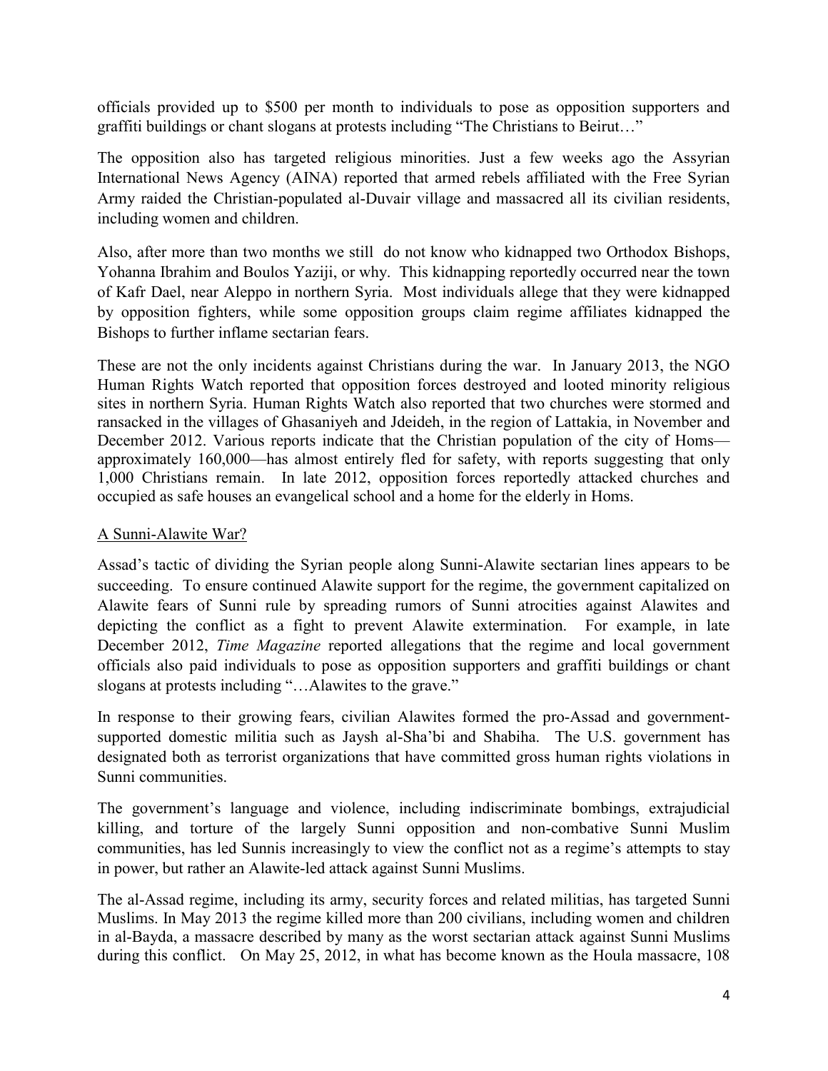officials provided up to $500 per month to individuals to pose as opposition supporters and graffiti buildings or chant slogans at protests including "The Christians to Beirut…"

The opposition also has targeted religious minorities. Just a few weeks ago the Assyrian International News Agency (AINA) reported that armed rebels affiliated with the Free Syrian Army raided the Christian-populated al-Duvair village and massacred all its civilian residents, including women and children.

Also, after more than two months we still do not know who kidnapped two Orthodox Bishops, Yohanna Ibrahim and Boulos Yaziji, or why. This kidnapping reportedly occurred near the town of Kafr Dael, near Aleppo in northern Syria. Most individuals allege that they were kidnapped by opposition fighters, while some opposition groups claim regime affiliates kidnapped the Bishops to further inflame sectarian fears.

These are not the only incidents against Christians during the war. In January 2013, the NGO Human Rights Watch reported that opposition forces destroyed and looted minority religious sites in northern Syria. Human Rights Watch also reported that two churches were stormed and ransacked in the villages of Ghasaniyeh and Jdeideh, in the region of Lattakia, in November and December 2012. Various reports indicate that the Christian population of the city of Homs—approximately 160,000—has almost entirely fled for safety, with reports suggesting that only 1,000 Christians remain. In late 2012, opposition forces reportedly attacked churches and occupied as safe houses an evangelical school and a home for the elderly in Homs.

A Sunni-Alawite War?

Assad's tactic of dividing the Syrian people along Sunni-Alawite sectarian lines appears to be succeeding. To ensure continued Alawite support for the regime, the government capitalized on Alawite fears of Sunni rule by spreading rumors of Sunni atrocities against Alawites and depicting the conflict as a fight to prevent Alawite extermination. For example, in late December 2012, *Time Magazine* reported allegations that the regime and local government officials also paid individuals to pose as opposition supporters and graffiti buildings or chant slogans at protests including "…Alawites to the grave."

In response to their growing fears, civilian Alawites formed the pro-Assad and government-supported domestic militia such as Jaysh al-Sha'bi and Shabiha. The U.S. government has designated both as terrorist organizations that have committed gross human rights violations in Sunni communities.

The government's language and violence, including indiscriminate bombings, extrajudicial killing, and torture of the largely Sunni opposition and non-combative Sunni Muslim communities, has led Sunnis increasingly to view the conflict not as a regime's attempts to stay in power, but rather an Alawite-led attack against Sunni Muslims.

The al-Assad regime, including its army, security forces and related militias, has targeted Sunni Muslims. In May 2013 the regime killed more than 200 civilians, including women and children in al-Bayda, a massacre described by many as the worst sectarian attack against Sunni Muslims during this conflict. On May 25, 2012, in what has become known as the Houla massacre, 108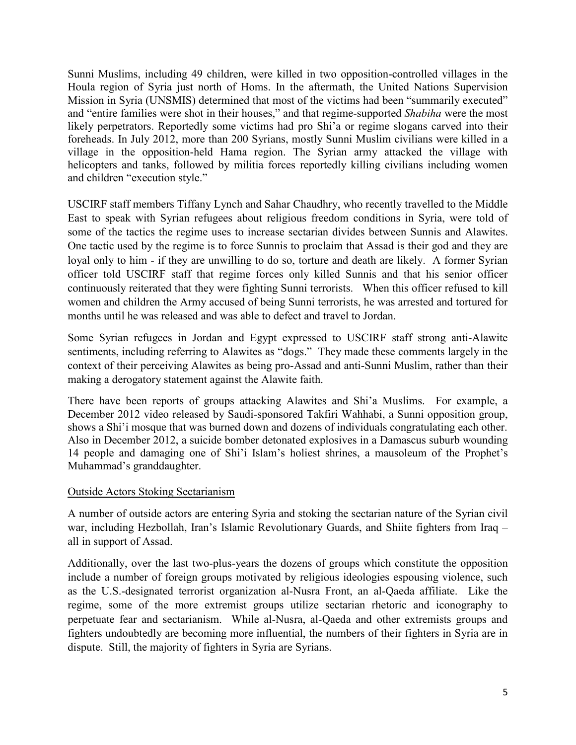Sunni Muslims, including 49 children, were killed in two opposition-controlled villages in the Houla region of Syria just north of Homs. In the aftermath, the United Nations Supervision Mission in Syria (UNSMIS) determined that most of the victims had been "summarily executed" and "entire families were shot in their houses," and that regime-supported *Shabiha* were the most likely perpetrators. Reportedly some victims had pro Shi'a or regime slogans carved into their foreheads. In July 2012, more than 200 Syrians, mostly Sunni Muslim civilians were killed in a village in the opposition-held Hama region. The Syrian army attacked the village with helicopters and tanks, followed by militia forces reportedly killing civilians including women and children "execution style."

USCIRF staff members Tiffany Lynch and Sahar Chaudhry, who recently travelled to the Middle East to speak with Syrian refugees about religious freedom conditions in Syria, were told of some of the tactics the regime uses to increase sectarian divides between Sunnis and Alawites. One tactic used by the regime is to force Sunnis to proclaim that Assad is their god and they are loyal only to him - if they are unwilling to do so, torture and death are likely. A former Syrian officer told USCIRF staff that regime forces only killed Sunnis and that his senior officer continuously reiterated that they were fighting Sunni terrorists. When this officer refused to kill women and children the Army accused of being Sunni terrorists, he was arrested and tortured for months until he was released and was able to defect and travel to Jordan.

Some Syrian refugees in Jordan and Egypt expressed to USCIRF staff strong anti-Alawite sentiments, including referring to Alawites as "dogs." They made these comments largely in the context of their perceiving Alawites as being pro-Assad and anti-Sunni Muslim, rather than their making a derogatory statement against the Alawite faith.

There have been reports of groups attacking Alawites and Shi'a Muslims. For example, a December 2012 video released by Saudi-sponsored Takfiri Wahhabi, a Sunni opposition group, shows a Shi'i mosque that was burned down and dozens of individuals congratulating each other. Also in December 2012, a suicide bomber detonated explosives in a Damascus suburb wounding 14 people and damaging one of Shi'i Islam's holiest shrines, a mausoleum of the Prophet's Muhammad's granddaughter.

## Outside Actors Stoking Sectarianism

A number of outside actors are entering Syria and stoking the sectarian nature of the Syrian civil war, including Hezbollah, Iran's Islamic Revolutionary Guards, and Shiite fighters from Iraq – all in support of Assad.

Additionally, over the last two-plus-years the dozens of groups which constitute the opposition include a number of foreign groups motivated by religious ideologies espousing violence, such as the U.S.-designated terrorist organization al-Nusra Front, an al-Qaeda affiliate. Like the regime, some of the more extremist groups utilize sectarian rhetoric and iconography to perpetuate fear and sectarianism. While al-Nusra, al-Qaeda and other extremists groups and fighters undoubtedly are becoming more influential, the numbers of their fighters in Syria are in dispute. Still, the majority of fighters in Syria are Syrians.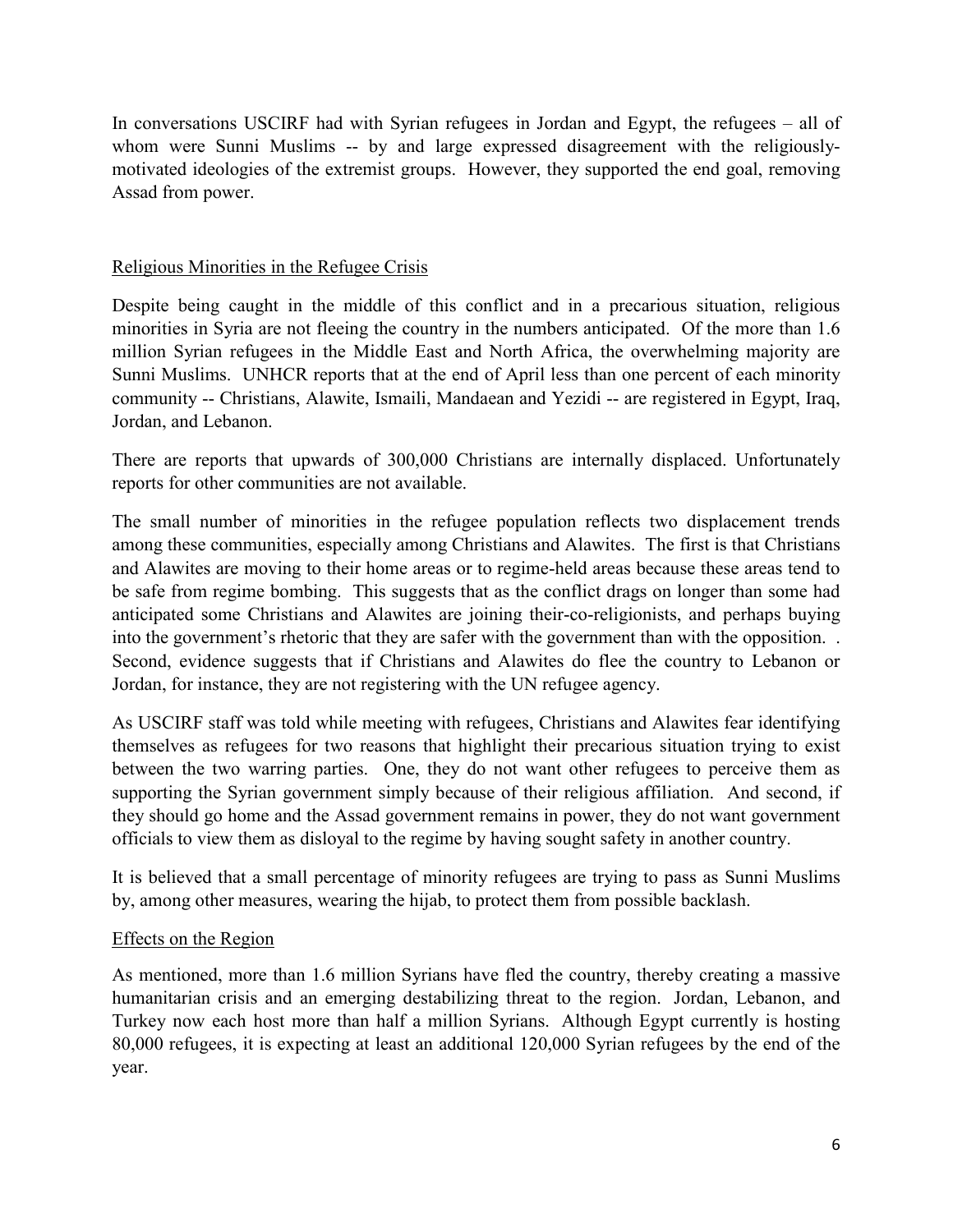In conversations USCIRF had with Syrian refugees in Jordan and Egypt, the refugees – all of whom were Sunni Muslims -- by and large expressed disagreement with the religiously-motivated ideologies of the extremist groups. However, they supported the end goal, removing Assad from power.

## Religious Minorities in the Refugee Crisis

Despite being caught in the middle of this conflict and in a precarious situation, religious minorities in Syria are not fleeing the country in the numbers anticipated. Of the more than 1.6 million Syrian refugees in the Middle East and North Africa, the overwhelming majority are Sunni Muslims. UNHCR reports that at the end of April less than one percent of each minority community -- Christians, Alawite, Ismaili, Mandaean and Yezidi -- are registered in Egypt, Iraq, Jordan, and Lebanon.

There are reports that upwards of 300,000 Christians are internally displaced. Unfortunately reports for other communities are not available.

The small number of minorities in the refugee population reflects two displacement trends among these communities, especially among Christians and Alawites. The first is that Christians and Alawites are moving to their home areas or to regime-held areas because these areas tend to be safe from regime bombing. This suggests that as the conflict drags on longer than some had anticipated some Christians and Alawites are joining their-co-religionists, and perhaps buying into the government's rhetoric that they are safer with the government than with the opposition. . Second, evidence suggests that if Christians and Alawites do flee the country to Lebanon or Jordan, for instance, they are not registering with the UN refugee agency.

As USCIRF staff was told while meeting with refugees, Christians and Alawites fear identifying themselves as refugees for two reasons that highlight their precarious situation trying to exist between the two warring parties. One, they do not want other refugees to perceive them as supporting the Syrian government simply because of their religious affiliation. And second, if they should go home and the Assad government remains in power, they do not want government officials to view them as disloyal to the regime by having sought safety in another country.

It is believed that a small percentage of minority refugees are trying to pass as Sunni Muslims by, among other measures, wearing the hijab, to protect them from possible backlash.

## Effects on the Region

As mentioned, more than 1.6 million Syrians have fled the country, thereby creating a massive humanitarian crisis and an emerging destabilizing threat to the region. Jordan, Lebanon, and Turkey now each host more than half a million Syrians. Although Egypt currently is hosting 80,000 refugees, it is expecting at least an additional 120,000 Syrian refugees by the end of the year.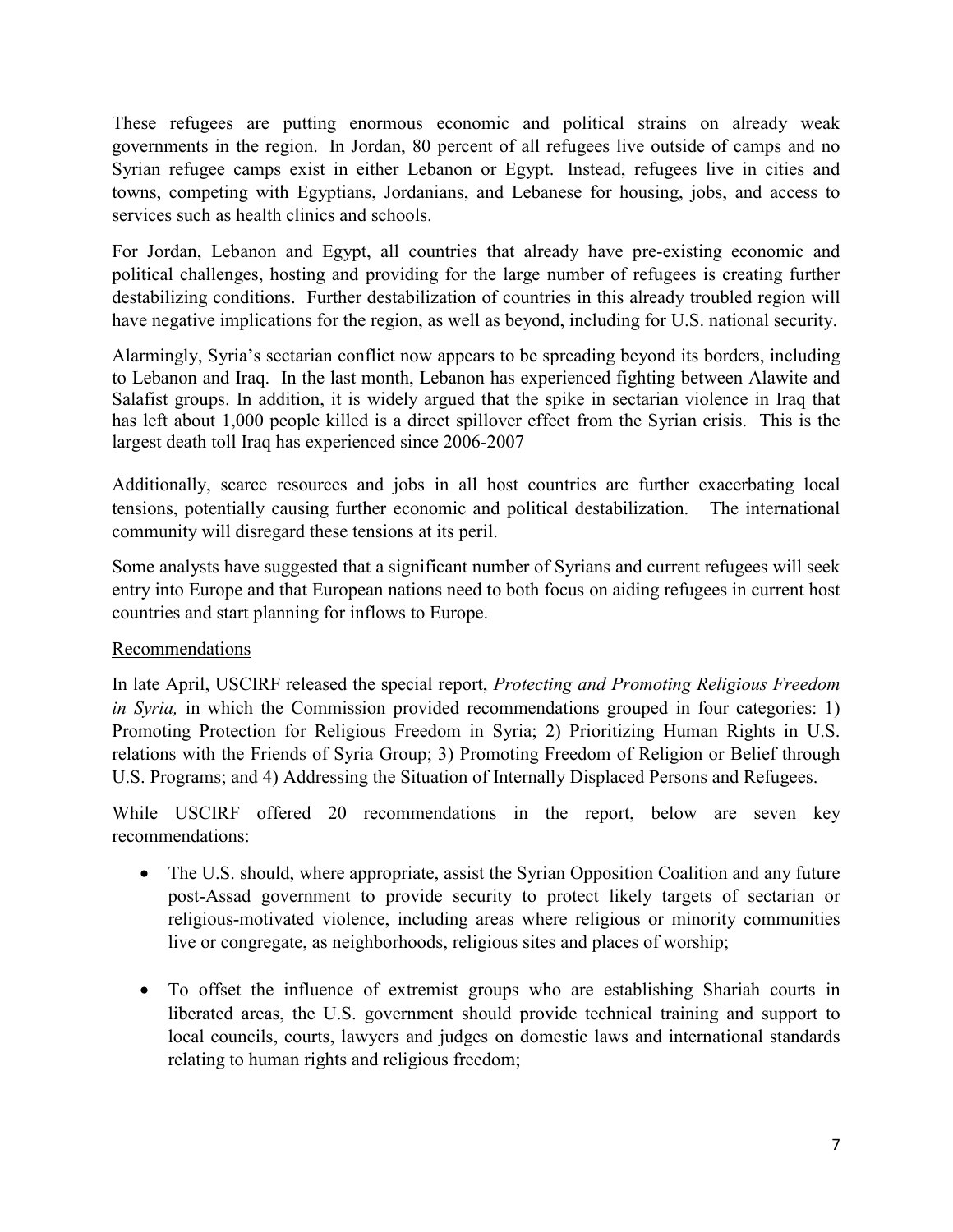These refugees are putting enormous economic and political strains on already weak governments in the region. In Jordan, 80 percent of all refugees live outside of camps and no Syrian refugee camps exist in either Lebanon or Egypt. Instead, refugees live in cities and towns, competing with Egyptians, Jordanians, and Lebanese for housing, jobs, and access to services such as health clinics and schools.

For Jordan, Lebanon and Egypt, all countries that already have pre-existing economic and political challenges, hosting and providing for the large number of refugees is creating further destabilizing conditions. Further destabilization of countries in this already troubled region will have negative implications for the region, as well as beyond, including for U.S. national security.

Alarmingly, Syria's sectarian conflict now appears to be spreading beyond its borders, including to Lebanon and Iraq. In the last month, Lebanon has experienced fighting between Alawite and Salafist groups. In addition, it is widely argued that the spike in sectarian violence in Iraq that has left about 1,000 people killed is a direct spillover effect from the Syrian crisis. This is the largest death toll Iraq has experienced since 2006-2007

Additionally, scarce resources and jobs in all host countries are further exacerbating local tensions, potentially causing further economic and political destabilization. The international community will disregard these tensions at its peril.

Some analysts have suggested that a significant number of Syrians and current refugees will seek entry into Europe and that European nations need to both focus on aiding refugees in current host countries and start planning for inflows to Europe.

## Recommendations

In late April, USCIRF released the special report, *Protecting and Promoting Religious Freedom in Syria,* in which the Commission provided recommendations grouped in four categories: 1) Promoting Protection for Religious Freedom in Syria; 2) Prioritizing Human Rights in U.S. relations with the Friends of Syria Group; 3) Promoting Freedom of Religion or Belief through U.S. Programs; and 4) Addressing the Situation of Internally Displaced Persons and Refugees.

While USCIRF offered 20 recommendations in the report, below are seven key recommendations:

- The U.S. should, where appropriate, assist the Syrian Opposition Coalition and any future post-Assad government to provide security to protect likely targets of sectarian or religious-motivated violence, including areas where religious or minority communities live or congregate, as neighborhoods, religious sites and places of worship;

- To offset the influence of extremist groups who are establishing Shariah courts in liberated areas, the U.S. government should provide technical training and support to local councils, courts, lawyers and judges on domestic laws and international standards relating to human rights and religious freedom;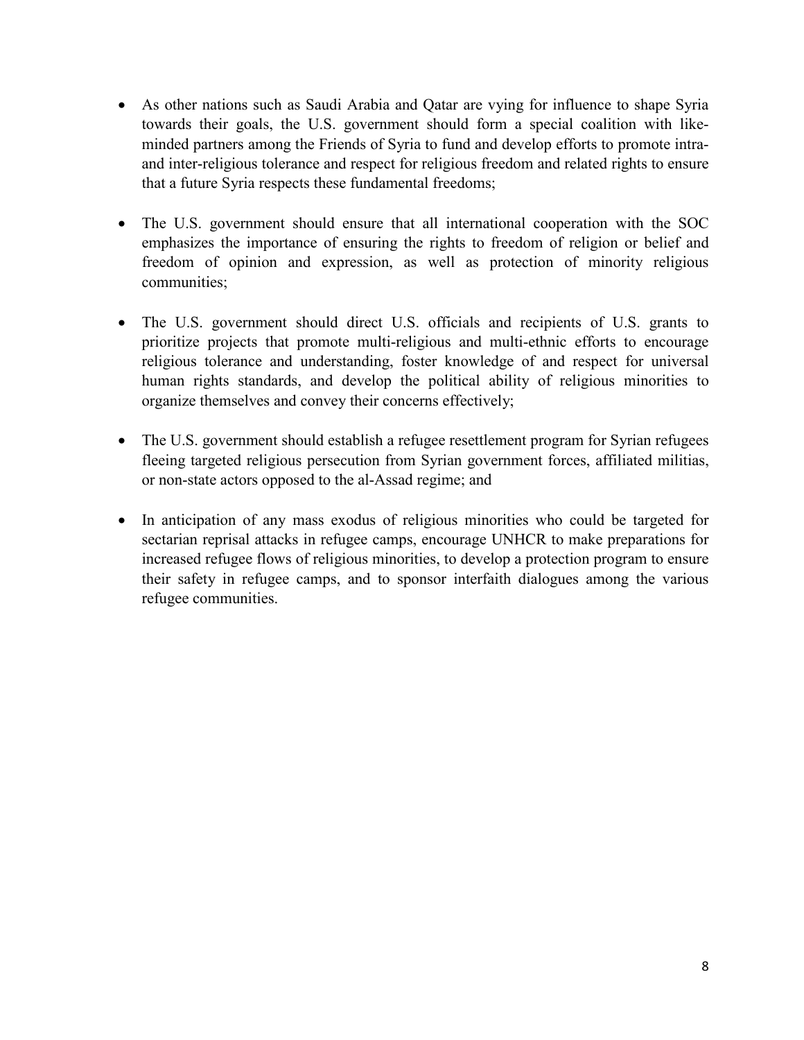- As other nations such as Saudi Arabia and Qatar are vying for influence to shape Syria towards their goals, the U.S. government should form a special coalition with like-minded partners among the Friends of Syria to fund and develop efforts to promote intra- and inter-religious tolerance and respect for religious freedom and related rights to ensure that a future Syria respects these fundamental freedoms;

- The U.S. government should ensure that all international cooperation with the SOC emphasizes the importance of ensuring the rights to freedom of religion or belief and freedom of opinion and expression, as well as protection of minority religious communities;

- The U.S. government should direct U.S. officials and recipients of U.S. grants to prioritize projects that promote multi-religious and multi-ethnic efforts to encourage religious tolerance and understanding, foster knowledge of and respect for universal human rights standards, and develop the political ability of religious minorities to organize themselves and convey their concerns effectively;

- The U.S. government should establish a refugee resettlement program for Syrian refugees fleeing targeted religious persecution from Syrian government forces, affiliated militias, or non-state actors opposed to the al-Assad regime; and

- In anticipation of any mass exodus of religious minorities who could be targeted for sectarian reprisal attacks in refugee camps, encourage UNHCR to make preparations for increased refugee flows of religious minorities, to develop a protection program to ensure their safety in refugee camps, and to sponsor interfaith dialogues among the various refugee communities.